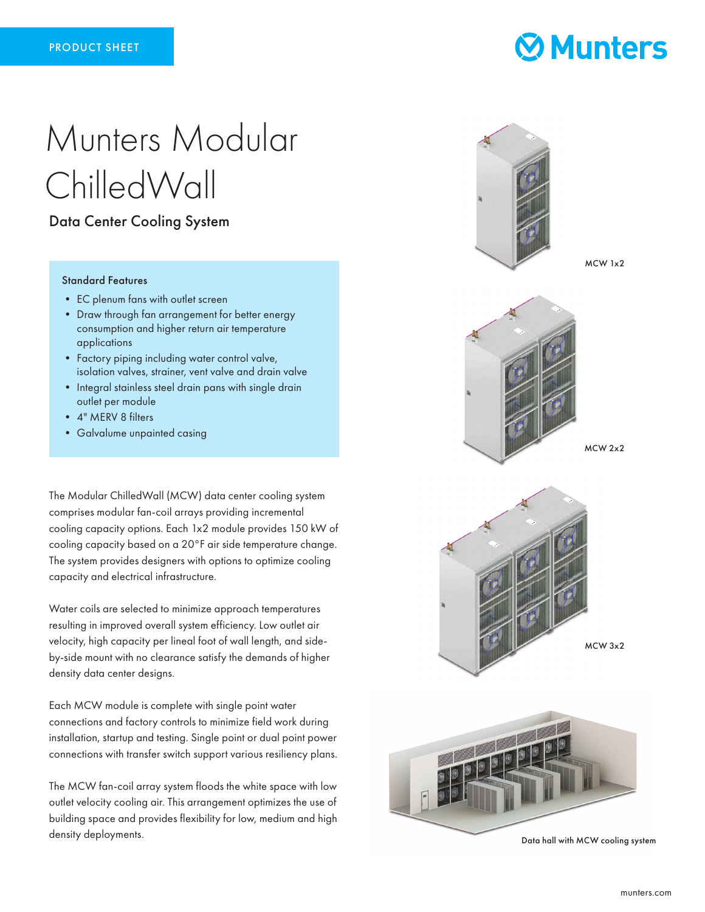PRODUCT SHEET

# Munters Modular ChilledWall

## Data Center Cooling System

### Standard Features

- EC plenum fans with outlet screen
- Draw through fan arrangement for better energy consumption and higher return air temperature applications
- Factory piping including water control valve, isolation valves, strainer, vent valve and drain valve
- Integral stainless steel drain pans with single drain outlet per module
- 4" MERV 8 filters
- Galvalume unpainted casing

The Modular ChilledWall (MCW) data center cooling system comprises modular fan-coil arrays providing incremental cooling capacity options. Each 1x2 module provides 150 kW of cooling capacity based on a 20°F air side temperature change. The system provides designers with options to optimize cooling capacity and electrical infrastructure.

Water coils are selected to minimize approach temperatures resulting in improved overall system efficiency. Low outlet air velocity, high capacity per lineal foot of wall length, and side-by-side mount with no clearance satisfy the demands of higher density data center designs.

Each MCW module is complete with single point water connections and factory controls to minimize field work during installation, startup and testing. Single point or dual point power connections with transfer switch support various resiliency plans.

The MCW fan-coil array system floods the white space with low outlet velocity cooling air. This arrangement optimizes the use of building space and provides flexibility for low, medium and high density deployments.

MCW 1x2

MCW 2x2

MCW 3x2

Data hall with MCW cooling system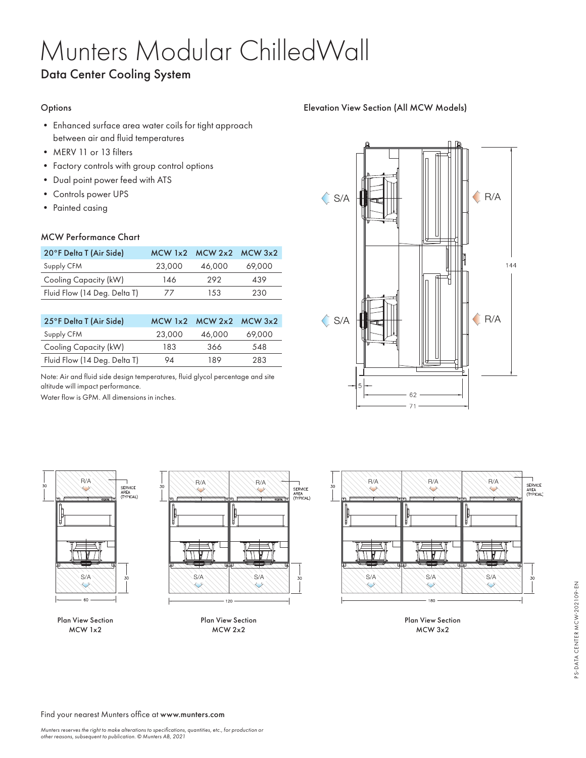# Munters Modular ChilledWall

## Data Center Cooling System

### Options

- Enhanced surface area water coils for tight approach between air and fluid temperatures
- MERV 11 or 13 filters
- Factory controls with group control options
- Dual point power feed with ATS
- Controls power UPS
- Painted casing

### MCW Performance Chart

| 20°F Delta T (Air Side) | MCW 1x2 | MCW 2x2 | MCW 3x2 |
|---|---|---|---|
| Supply CFM | 23,000 | 46,000 | 69,000 |
| Cooling Capacity (kW) | 146 | 292 | 439 |
| Fluid Flow (14 Deg. Delta T) | 77 | 153 | 230 |

| 25°F Delta T (Air Side) | MCW 1x2 | MCW 2x2 | MCW 3x2 |
|---|---|---|---|
| Supply CFM | 23,000 | 46,000 | 69,000 |
| Cooling Capacity (kW) | 183 | 366 | 548 |
| Fluid Flow (14 Deg. Delta T) | 94 | 189 | 283 |

Note: Air and fluid side design temperatures, fluid glycol percentage and site altitude will impact performance.

Water flow is GPM. All dimensions in inches.

### Elevation View Section (All MCW Models)

S/A
R/A
S/A
R/A
144
5
62
71

R/A
SERVICE AREA (TYPICAL)
30
S/A
30
60

Plan View Section
MCW 1x2

R/A
R/A
SERVICE AREA (TYPICAL)
30
S/A
S/A
30
120

Plan View Section
MCW 2x2

R/A
R/A
R/A
SERVICE AREA (TYPICAL)
30
S/A
S/A
S/A
30
180

Plan View Section
MCW 3x2

Find your nearest Munters office at **www.munters.com**

*Munters reserves the right to make alterations to specifications, quantities, etc., for production or other reasons, subsequent to publication. © Munters AB, 2021*

PS-DATA CENTER MCW-202109-EN